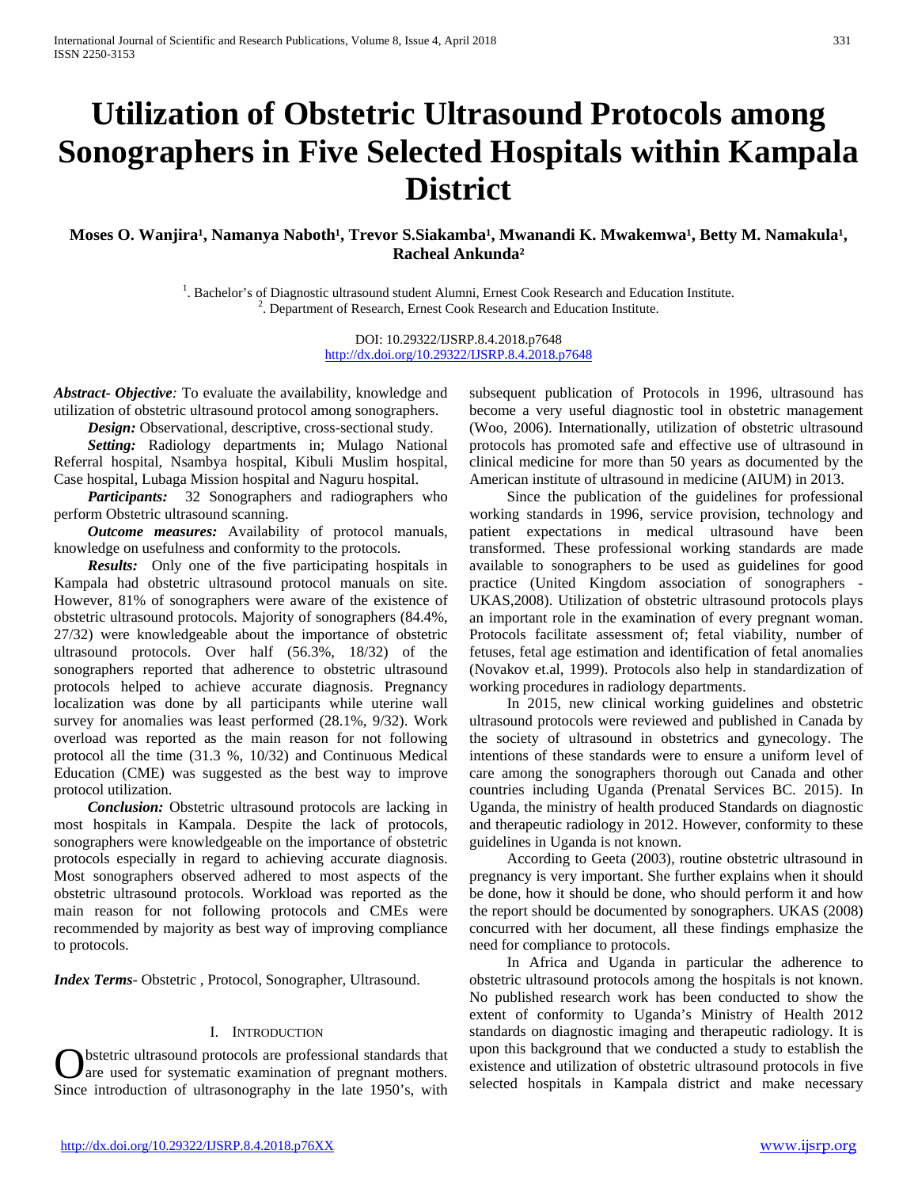# Utilization of Obstetric Ultrasound Protocols among Sonographers in Five Selected Hospitals within Kampala District

**Moses O. Wanjira[1], Namanya Naboth[1], Trevor S.Siakamba[1], Mwanandi K. Mwakemwa[1], Betty M. Namakula[1], Racheal Ankunda[2]**

[1]. Bachelor's of Diagnostic ultrasound student Alumni, Ernest Cook Research and Education Institute.
[2]. Department of Research, Ernest Cook Research and Education Institute.

DOI: 10.29322/IJSRP.8.4.2018.p7648
http://dx.doi.org/10.29322/IJSRP.8.4.2018.p7648

***Abstract- Objective**:* To evaluate the availability, knowledge and utilization of obstetric ultrasound protocol among sonographers.

***Design:*** Observational, descriptive, cross-sectional study.

***Setting:*** Radiology departments in; Mulago National Referral hospital, Nsambya hospital, Kibuli Muslim hospital, Case hospital, Lubaga Mission hospital and Naguru hospital.

***Participants:*** 32 Sonographers and radiographers who perform Obstetric ultrasound scanning.

***Outcome measures:*** Availability of protocol manuals, knowledge on usefulness and conformity to the protocols.

***Results:*** Only one of the five participating hospitals in Kampala had obstetric ultrasound protocol manuals on site. However, 81% of sonographers were aware of the existence of obstetric ultrasound protocols. Majority of sonographers (84.4%, 27/32) were knowledgeable about the importance of obstetric ultrasound protocols. Over half (56.3%, 18/32) of the sonographers reported that adherence to obstetric ultrasound protocols helped to achieve accurate diagnosis. Pregnancy localization was done by all participants while uterine wall survey for anomalies was least performed (28.1%, 9/32). Work overload was reported as the main reason for not following protocol all the time (31.3 %, 10/32) and Continuous Medical Education (CME) was suggested as the best way to improve protocol utilization.

***Conclusion:*** Obstetric ultrasound protocols are lacking in most hospitals in Kampala. Despite the lack of protocols, sonographers were knowledgeable on the importance of obstetric protocols especially in regard to achieving accurate diagnosis. Most sonographers observed adhered to most aspects of the obstetric ultrasound protocols. Workload was reported as the main reason for not following protocols and CMEs were recommended by majority as best way of improving compliance to protocols.

***Index Terms***- Obstetric , Protocol, Sonographer, Ultrasound.

## I. INTRODUCTION

Obstetric ultrasound protocols are professional standards that are used for systematic examination of pregnant mothers. Since introduction of ultrasonography in the late 1950's, with subsequent publication of Protocols in 1996, ultrasound has become a very useful diagnostic tool in obstetric management (Woo, 2006). Internationally, utilization of obstetric ultrasound protocols has promoted safe and effective use of ultrasound in clinical medicine for more than 50 years as documented by the American institute of ultrasound in medicine (AIUM) in 2013.

Since the publication of the guidelines for professional working standards in 1996, service provision, technology and patient expectations in medical ultrasound have been transformed. These professional working standards are made available to sonographers to be used as guidelines for good practice (United Kingdom association of sonographers - UKAS,2008). Utilization of obstetric ultrasound protocols plays an important role in the examination of every pregnant woman. Protocols facilitate assessment of; fetal viability, number of fetuses, fetal age estimation and identification of fetal anomalies (Novakov et.al, 1999). Protocols also help in standardization of working procedures in radiology departments.

In 2015, new clinical working guidelines and obstetric ultrasound protocols were reviewed and published in Canada by the society of ultrasound in obstetrics and gynecology. The intentions of these standards were to ensure a uniform level of care among the sonographers thorough out Canada and other countries including Uganda (Prenatal Services BC. 2015). In Uganda, the ministry of health produced Standards on diagnostic and therapeutic radiology in 2012. However, conformity to these guidelines in Uganda is not known.

According to Geeta (2003), routine obstetric ultrasound in pregnancy is very important. She further explains when it should be done, how it should be done, who should perform it and how the report should be documented by sonographers. UKAS (2008) concurred with her document, all these findings emphasize the need for compliance to protocols.

In Africa and Uganda in particular the adherence to obstetric ultrasound protocols among the hospitals is not known. No published research work has been conducted to show the extent of conformity to Uganda's Ministry of Health 2012 standards on diagnostic imaging and therapeutic radiology. It is upon this background that we conducted a study to establish the existence and utilization of obstetric ultrasound protocols in five selected hospitals in Kampala district and make necessary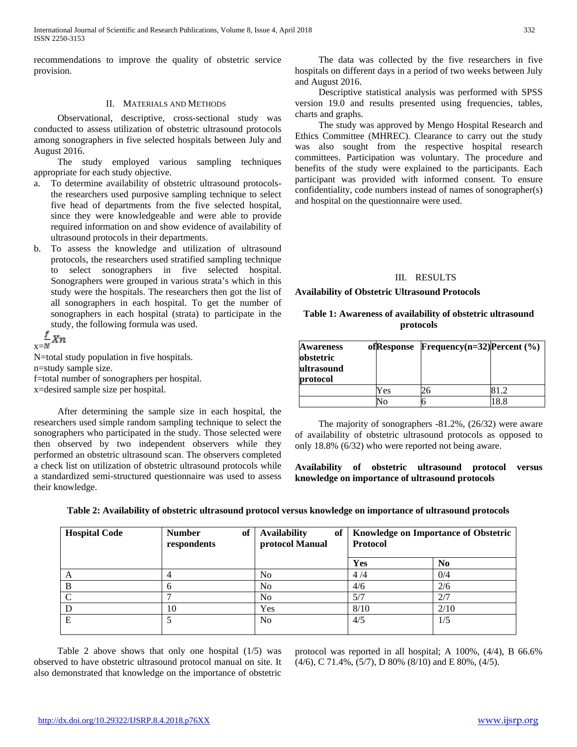recommendations to improve the quality of obstetric service provision.

## II. Materials and Methods

Observational, descriptive, cross-sectional study was conducted to assess utilization of obstetric ultrasound protocols among sonographers in five selected hospitals between July and August 2016.

The study employed various sampling techniques appropriate for each study objective.

a. To determine availability of obstetric ultrasound protocols- the researchers used purposive sampling technique to select five head of departments from the five selected hospital, since they were knowledgeable and were able to provide required information on and show evidence of availability of ultrasound protocols in their departments.
b. To assess the knowledge and utilization of ultrasound protocols, the researchers used stratified sampling technique to select sonographers in five selected hospital. Sonographers were grouped in various strata's which in this study were the hospitals. The researchers then got the list of all sonographers in each hospital. To get the number of sonographers in each hospital (strata) to participate in the study, the following formula was used.

$$x = \frac{f}{N} X n$$

N=total study population in five hospitals.
n=study sample size.
f=total number of sonographers per hospital.
x=desired sample size per hospital.

After determining the sample size in each hospital, the researchers used simple random sampling technique to select the sonographers who participated in the study. Those selected were then observed by two independent observers while they performed an obstetric ultrasound scan. The observers completed a check list on utilization of obstetric ultrasound protocols while a standardized semi-structured questionnaire was used to assess their knowledge.

The data was collected by the five researchers in five hospitals on different days in a period of two weeks between July and August 2016.

Descriptive statistical analysis was performed with SPSS version 19.0 and results presented using frequencies, tables, charts and graphs.

The study was approved by Mengo Hospital Research and Ethics Committee (MHREC). Clearance to carry out the study was also sought from the respective hospital research committees. Participation was voluntary. The procedure and benefits of the study were explained to the participants. Each participant was provided with informed consent. To ensure confidentiality, code numbers instead of names of sonographer(s) and hospital on the questionnaire were used.

## III. Results

**Availability of Obstetric Ultrasound Protocols**

**Table 1: Awareness of availability of obstetric ultrasound protocols**

| Awareness of obstetric ultrasound protocol | Response | Frequency(n=32) | Percent (%) |
|---|---|---|---|
| | Yes | 26 | 81.2 |
| | No | 6 | 18.8 |

The majority of sonographers -81.2%, (26/32) were aware of availability of obstetric ultrasound protocols as opposed to only 18.8% (6/32) who were reported not being aware.

**Availability of obstetric ultrasound protocol versus knowledge on importance of ultrasound protocols**

**Table 2: Availability of obstetric ultrasound protocol versus knowledge on importance of ultrasound protocols**

| Hospital Code | Number of respondents | Availability of protocol Manual | Knowledge on Importance of Obstetric Protocol | |
|---|---|---|---|---|
| | | | Yes | No |
| A | 4 | No | 4 /4 | 0/4 |
| B | 6 | No | 4/6 | 2/6 |
| C | 7 | No | 5/7 | 2/7 |
| D | 10 | Yes | 8/10 | 2/10 |
| E | 5 | No | 4/5 | 1/5 |

Table 2 above shows that only one hospital (1/5) was observed to have obstetric ultrasound protocol manual on site. It also demonstrated that knowledge on the importance of obstetric protocol was reported in all hospital; A 100%, (4/4), B 66.6% (4/6), C 71.4%, (5/7), D 80% (8/10) and E 80%, (4/5).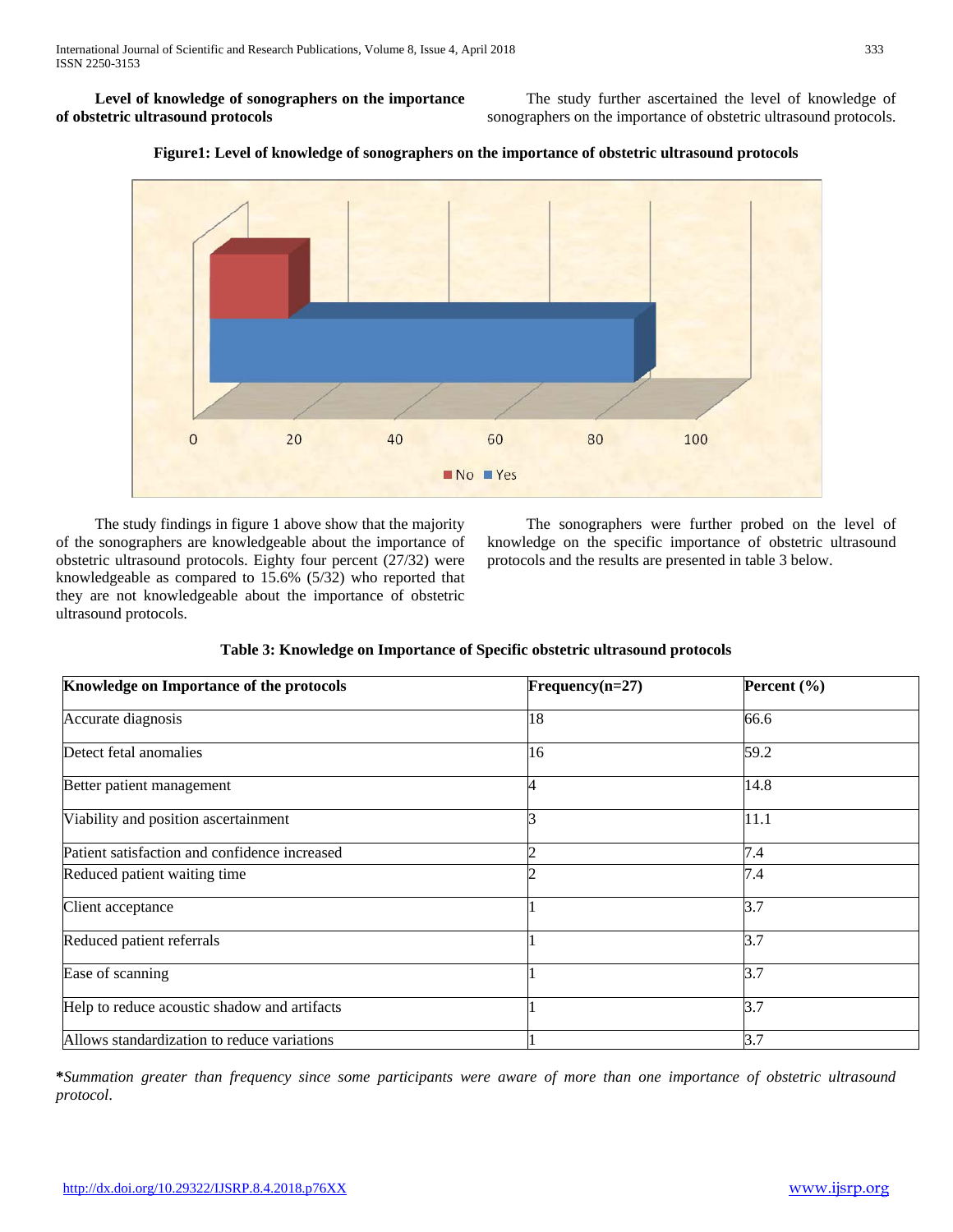**Level of knowledge of sonographers on the importance of obstetric ultrasound protocols**

The study further ascertained the level of knowledge of sonographers on the importance of obstetric ultrasound protocols.

**Figure1: Level of knowledge of sonographers on the importance of obstetric ultrasound protocols**

The study findings in figure 1 above show that the majority of the sonographers are knowledgeable about the importance of obstetric ultrasound protocols. Eighty four percent (27/32) were knowledgeable as compared to 15.6% (5/32) who reported that they are not knowledgeable about the importance of obstetric ultrasound protocols.

The sonographers were further probed on the level of knowledge on the specific importance of obstetric ultrasound protocols and the results are presented in table 3 below.

**Table 3: Knowledge on Importance of Specific obstetric ultrasound protocols**

| Knowledge on Importance of the protocols | Frequency(n=27) | Percent (%) |
|---|---|---|
| Accurate diagnosis | 18 | 66.6 |
| Detect fetal anomalies | 16 | 59.2 |
| Better patient management | 4 | 14.8 |
| Viability and position ascertainment | 3 | 11.1 |
| Patient satisfaction and confidence increased | 2 | 7.4 |
| Reduced patient waiting time | 2 | 7.4 |
| Client acceptance | 1 | 3.7 |
| Reduced patient referrals | 1 | 3.7 |
| Ease of scanning | 1 | 3.7 |
| Help to reduce acoustic shadow and artifacts | 1 | 3.7 |
| Allows standardization to reduce variations | 1 | 3.7 |

**\****Summation greater than frequency since some participants were aware of more than one importance of obstetric ultrasound protocol.*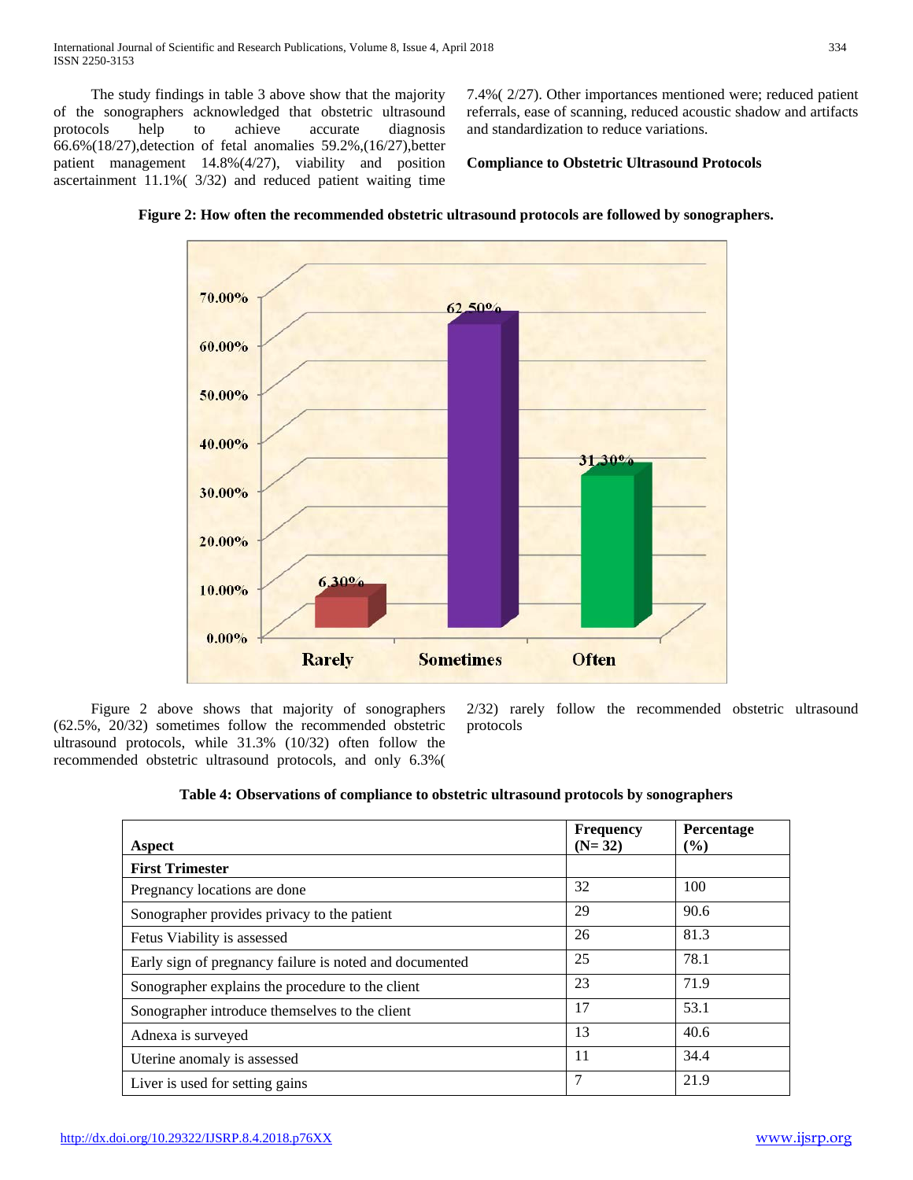The study findings in table 3 above show that the majority of the sonographers acknowledged that obstetric ultrasound protocols help to achieve accurate diagnosis 66.6%(18/27),detection of fetal anomalies 59.2%,(16/27),better patient management 14.8%(4/27), viability and position ascertainment 11.1%( 3/32) and reduced patient waiting time 7.4%( 2/27). Other importances mentioned were; reduced patient referrals, ease of scanning, reduced acoustic shadow and artifacts and standardization to reduce variations.

**Compliance to Obstetric Ultrasound Protocols**

**Figure 2: How often the recommended obstetric ultrasound protocols are followed by sonographers.**

Figure 2 above shows that majority of sonographers (62.5%, 20/32) sometimes follow the recommended obstetric ultrasound protocols, while 31.3% (10/32) often follow the recommended obstetric ultrasound protocols, and only 6.3%( 2/32) rarely follow the recommended obstetric ultrasound protocols

**Table 4: Observations of compliance to obstetric ultrasound protocols by sonographers**

| Aspect | Frequency (N= 32) | Percentage (%) |
|---|---|---|
| **First Trimester** | | |
| Pregnancy locations are done | 32 | 100 |
| Sonographer provides privacy to the patient | 29 | 90.6 |
| Fetus Viability is assessed | 26 | 81.3 |
| Early sign of pregnancy failure is noted and documented | 25 | 78.1 |
| Sonographer explains the procedure to the client | 23 | 71.9 |
| Sonographer introduce themselves to the client | 17 | 53.1 |
| Adnexa is surveyed | 13 | 40.6 |
| Uterine anomaly is assessed | 11 | 34.4 |
| Liver is used for setting gains | 7 | 21.9 |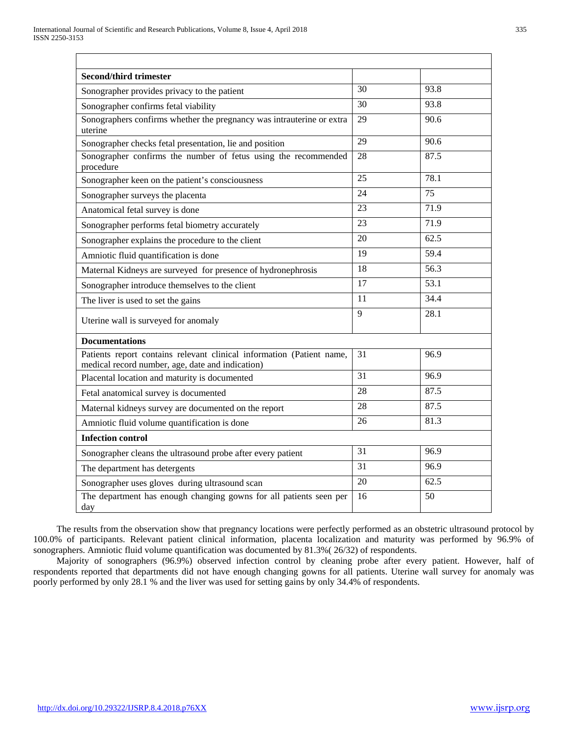| | | |
|---|---|---|
| **Second/third trimester** | | |
| Sonographer provides privacy to the patient | 30 | 93.8 |
| Sonographer confirms fetal viability | 30 | 93.8 |
| Sonographers confirms whether the pregnancy was intrauterine or extra uterine | 29 | 90.6 |
| Sonographer checks fetal presentation, lie and position | 29 | 90.6 |
| Sonographer confirms the number of fetus using the recommended procedure | 28 | 87.5 |
| Sonographer keen on the patient's consciousness | 25 | 78.1 |
| Sonographer surveys the placenta | 24 | 75 |
| Anatomical fetal survey is done | 23 | 71.9 |
| Sonographer performs fetal biometry accurately | 23 | 71.9 |
| Sonographer explains the procedure to the client | 20 | 62.5 |
| Amniotic fluid quantification is done | 19 | 59.4 |
| Maternal Kidneys are surveyed for presence of hydronephrosis | 18 | 56.3 |
| Sonographer introduce themselves to the client | 17 | 53.1 |
| The liver is used to set the gains | 11 | 34.4 |
| Uterine wall is surveyed for anomaly | 9 | 28.1 |
| **Documentations** | | |
| Patients report contains relevant clinical information (Patient name, medical record number, age, date and indication) | 31 | 96.9 |
| Placental location and maturity is documented | 31 | 96.9 |
| Fetal anatomical survey is documented | 28 | 87.5 |
| Maternal kidneys survey are documented on the report | 28 | 87.5 |
| Amniotic fluid volume quantification is done | 26 | 81.3 |
| **Infection control** | | |
| Sonographer cleans the ultrasound probe after every patient | 31 | 96.9 |
| The department has detergents | 31 | 96.9 |
| Sonographer uses gloves during ultrasound scan | 20 | 62.5 |
| The department has enough changing gowns for all patients seen per day | 16 | 50 |

The results from the observation show that pregnancy locations were perfectly performed as an obstetric ultrasound protocol by 100.0% of participants. Relevant patient clinical information, placenta localization and maturity was performed by 96.9% of sonographers. Amniotic fluid volume quantification was documented by 81.3%( 26/32) of respondents.

Majority of sonographers (96.9%) observed infection control by cleaning probe after every patient. However, half of respondents reported that departments did not have enough changing gowns for all patients. Uterine wall survey for anomaly was poorly performed by only 28.1 % and the liver was used for setting gains by only 34.4% of respondents.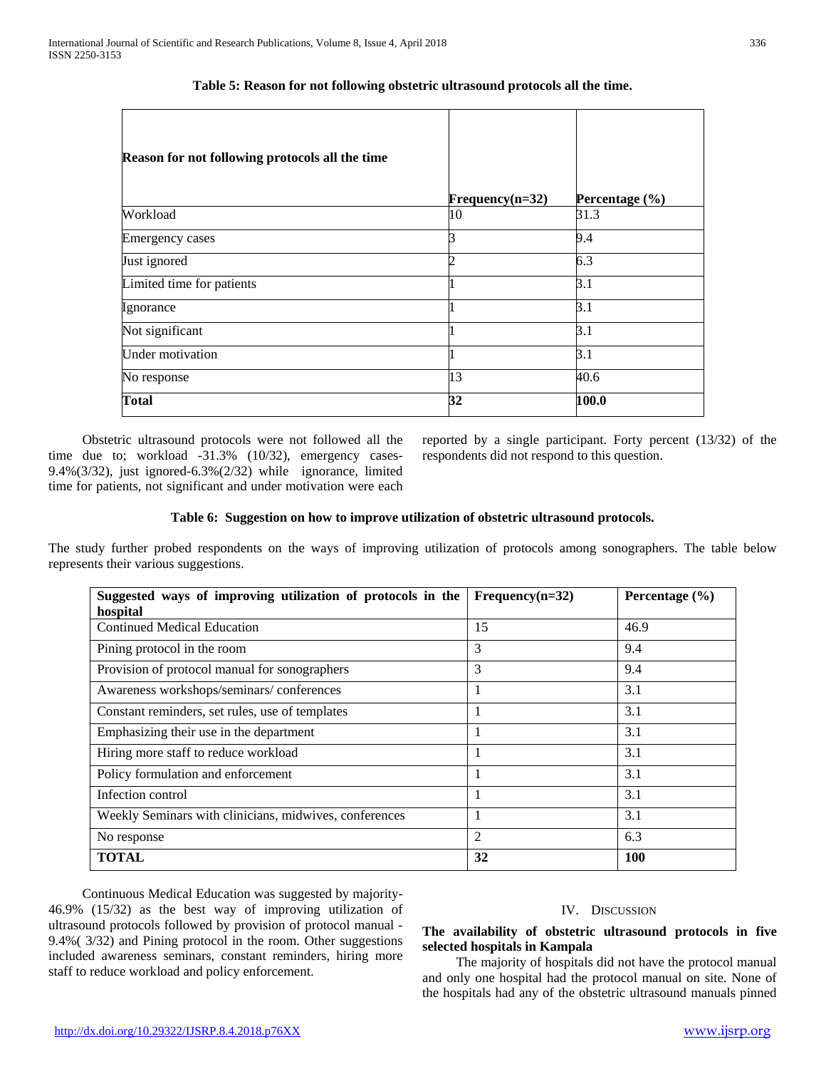**Table 5: Reason for not following obstetric ultrasound protocols all the time.**

| Reason for not following protocols all the time | Frequency(n=32) | Percentage (%) |
|---|---|---|
| Workload | 10 | 31.3 |
| Emergency cases | 3 | 9.4 |
| Just ignored | 2 | 6.3 |
| Limited time for patients | 1 | 3.1 |
| Ignorance | 1 | 3.1 |
| Not significant | 1 | 3.1 |
| Under motivation | 1 | 3.1 |
| No response | 13 | 40.6 |
| **Total** | **32** | **100.0** |

Obstetric ultrasound protocols were not followed all the time due to; workload -31.3% (10/32), emergency cases-9.4%(3/32), just ignored-6.3%(2/32) while ignorance, limited time for patients, not significant and under motivation were each reported by a single participant. Forty percent (13/32) of the respondents did not respond to this question.

**Table 6: Suggestion on how to improve utilization of obstetric ultrasound protocols.**

The study further probed respondents on the ways of improving utilization of protocols among sonographers. The table below represents their various suggestions.

| Suggested ways of improving utilization of protocols in the hospital | Frequency(n=32) | Percentage (%) |
|---|---|---|
| Continued Medical Education | 15 | 46.9 |
| Pining protocol in the room | 3 | 9.4 |
| Provision of protocol manual for sonographers | 3 | 9.4 |
| Awareness workshops/seminars/ conferences | 1 | 3.1 |
| Constant reminders, set rules, use of templates | 1 | 3.1 |
| Emphasizing their use in the department | 1 | 3.1 |
| Hiring more staff to reduce workload | 1 | 3.1 |
| Policy formulation and enforcement | 1 | 3.1 |
| Infection control | 1 | 3.1 |
| Weekly Seminars with clinicians, midwives, conferences | 1 | 3.1 |
| No response | 2 | 6.3 |
| **TOTAL** | **32** | **100** |

Continuous Medical Education was suggested by majority-46.9% (15/32) as the best way of improving utilization of ultrasound protocols followed by provision of protocol manual - 9.4%( 3/32) and Pining protocol in the room. Other suggestions included awareness seminars, constant reminders, hiring more staff to reduce workload and policy enforcement.

## IV. Discussion

### The availability of obstetric ultrasound protocols in five selected hospitals in Kampala

The majority of hospitals did not have the protocol manual and only one hospital had the protocol manual on site. None of the hospitals had any of the obstetric ultrasound manuals pinned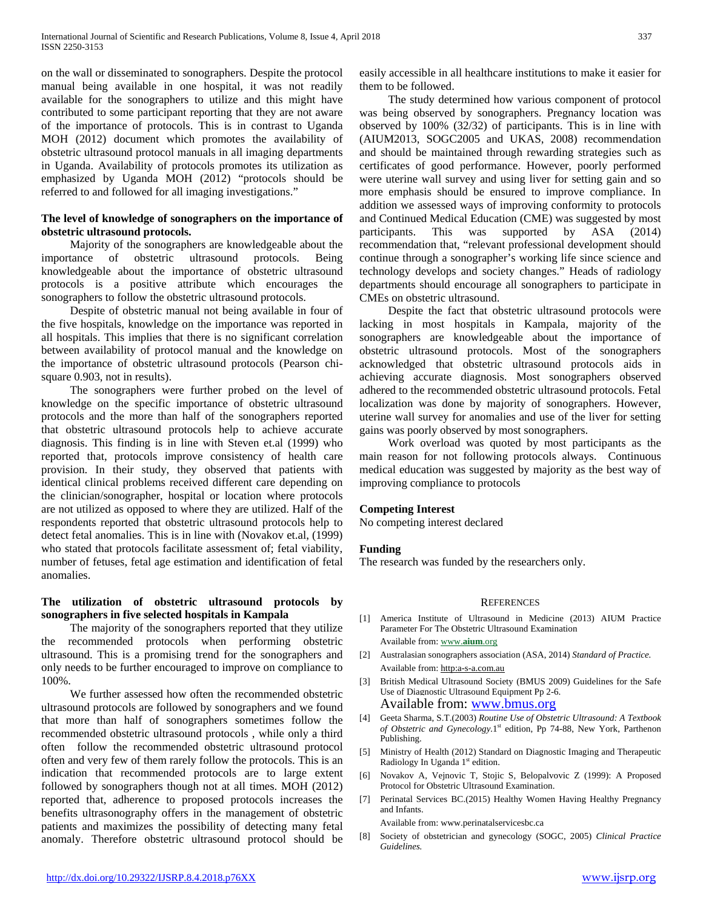on the wall or disseminated to sonographers. Despite the protocol manual being available in one hospital, it was not readily available for the sonographers to utilize and this might have contributed to some participant reporting that they are not aware of the importance of protocols. This is in contrast to Uganda MOH (2012) document which promotes the availability of obstetric ultrasound protocol manuals in all imaging departments in Uganda. Availability of protocols promotes its utilization as emphasized by Uganda MOH (2012) "protocols should be referred to and followed for all imaging investigations."

### The level of knowledge of sonographers on the importance of obstetric ultrasound protocols.

Majority of the sonographers are knowledgeable about the importance of obstetric ultrasound protocols. Being knowledgeable about the importance of obstetric ultrasound protocols is a positive attribute which encourages the sonographers to follow the obstetric ultrasound protocols.

Despite of obstetric manual not being available in four of the five hospitals, knowledge on the importance was reported in all hospitals. This implies that there is no significant correlation between availability of protocol manual and the knowledge on the importance of obstetric ultrasound protocols (Pearson chi-square 0.903, not in results).

The sonographers were further probed on the level of knowledge on the specific importance of obstetric ultrasound protocols and the more than half of the sonographers reported that obstetric ultrasound protocols help to achieve accurate diagnosis. This finding is in line with Steven et.al (1999) who reported that, protocols improve consistency of health care provision. In their study, they observed that patients with identical clinical problems received different care depending on the clinician/sonographer, hospital or location where protocols are not utilized as opposed to where they are utilized. Half of the respondents reported that obstetric ultrasound protocols help to detect fetal anomalies. This is in line with (Novakov et.al, (1999) who stated that protocols facilitate assessment of; fetal viability, number of fetuses, fetal age estimation and identification of fetal anomalies.

### The utilization of obstetric ultrasound protocols by sonographers in five selected hospitals in Kampala

The majority of the sonographers reported that they utilize the recommended protocols when performing obstetric ultrasound. This is a promising trend for the sonographers and only needs to be further encouraged to improve on compliance to 100%.

We further assessed how often the recommended obstetric ultrasound protocols are followed by sonographers and we found that more than half of sonographers sometimes follow the recommended obstetric ultrasound protocols , while only a third often follow the recommended obstetric ultrasound protocol often and very few of them rarely follow the protocols. This is an indication that recommended protocols are to large extent followed by sonographers though not at all times. MOH (2012) reported that, adherence to proposed protocols increases the benefits ultrasonography offers in the management of obstetric patients and maximizes the possibility of detecting many fetal anomaly. Therefore obstetric ultrasound protocol should be easily accessible in all healthcare institutions to make it easier for them to be followed.

The study determined how various component of protocol was being observed by sonographers. Pregnancy location was observed by 100% (32/32) of participants. This is in line with (AIUM2013, SOGC2005 and UKAS, 2008) recommendation and should be maintained through rewarding strategies such as certificates of good performance. However, poorly performed were uterine wall survey and using liver for setting gain and so more emphasis should be ensured to improve compliance. In addition we assessed ways of improving conformity to protocols and Continued Medical Education (CME) was suggested by most participants. This was supported by ASA (2014) recommendation that, "relevant professional development should continue through a sonographer's working life since science and technology develops and society changes." Heads of radiology departments should encourage all sonographers to participate in CMEs on obstetric ultrasound.

Despite the fact that obstetric ultrasound protocols were lacking in most hospitals in Kampala, majority of the sonographers are knowledgeable about the importance of obstetric ultrasound protocols. Most of the sonographers acknowledged that obstetric ultrasound protocols aids in achieving accurate diagnosis. Most sonographers observed adhered to the recommended obstetric ultrasound protocols. Fetal localization was done by majority of sonographers. However, uterine wall survey for anomalies and use of the liver for setting gains was poorly observed by most sonographers.

Work overload was quoted by most participants as the main reason for not following protocols always. Continuous medical education was suggested by majority as the best way of improving compliance to protocols

### Competing Interest

No competing interest declared

### Funding

The research was funded by the researchers only.

## REFERENCES

[1] America Institute of Ultrasound in Medicine (2013) AIUM Practice Parameter For The Obstetric Ultrasound Examination Available from: www.aium.org

[2] Australasian sonographers association (ASA, 2014) *Standard of Practice.* Available from: http:a-s-a.com.au

[3] British Medical Ultrasound Society (BMUS 2009) Guidelines for the Safe Use of Diagnostic Ultrasound Equipment Pp 2-6. Available from: www.bmus.org

[4] Geeta Sharma, S.T.(2003) *Routine Use of Obstetric Ultrasound: A Textbook of Obstetric and Gynecology.*1st edition, Pp 74-88, New York, Parthenon Publishing.

[5] Ministry of Health (2012) Standard on Diagnostic Imaging and Therapeutic Radiology In Uganda 1st edition.

[6] Novakov A, Vejnovic T, Stojic S, Belopalvovic Z (1999): A Proposed Protocol for Obstetric Ultrasound Examination.

[7] Perinatal Services BC.(2015) Healthy Women Having Healthy Pregnancy and Infants. Available from: www.perinatalservicesbc.ca

[8] Society of obstetrician and gynecology (SOGC, 2005) *Clinical Practice Guidelines.*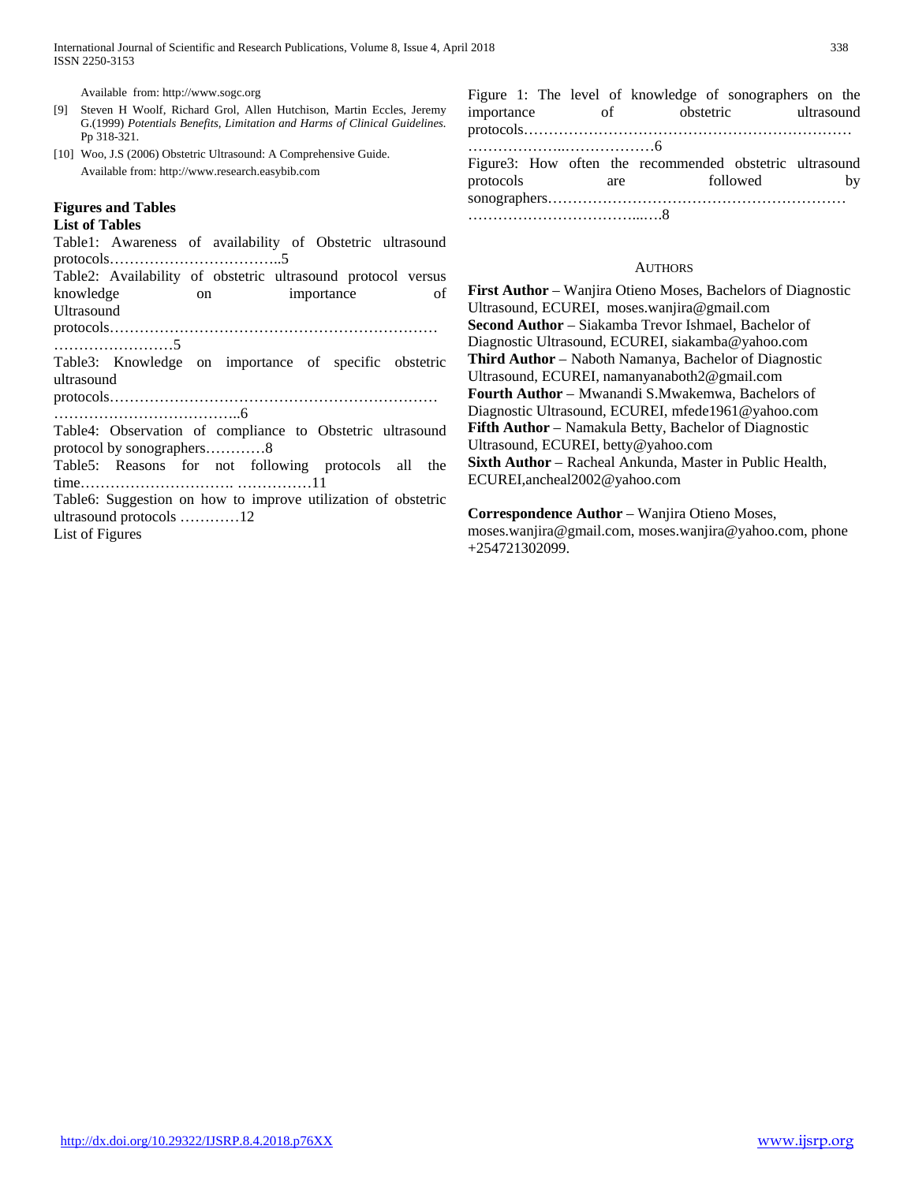Available from: http://www.sogc.org

[9] Steven H Woolf, Richard Grol, Allen Hutchison, Martin Eccles, Jeremy G.(1999) *Potentials Benefits, Limitation and Harms of Clinical Guidelines.* Pp 318-321.

[10] Woo, J.S (2006) Obstetric Ultrasound: A Comprehensive Guide. Available from: http://www.research.easybib.com

## Figures and Tables

**List of Tables**

Table1: Awareness of availability of Obstetric ultrasound protocols……………………………..5

Table2: Availability of obstetric ultrasound protocol versus knowledge on importance of Ultrasound protocols……………………………………………………………………………………5

Table3: Knowledge on importance of specific obstetric ultrasound protocols………………………………………………………………………………………..6

Table4: Observation of compliance to Obstetric ultrasound protocol by sonographers…………8

Table5: Reasons for not following protocols all the time…………………………. ……………11

Table6: Suggestion on how to improve utilization of obstetric ultrasound protocols …………12

List of Figures

Figure 1: The level of knowledge of sonographers on the importance of obstetric ultrasound protocols…………………………………………………………………………..………………6

Figure3: How often the recommended obstetric ultrasound protocols are followed by sonographers……………………………………………………………………………...….8

AUTHORS

**First Author** – Wanjira Otieno Moses, Bachelors of Diagnostic Ultrasound, ECUREI, moses.wanjira@gmail.com

**Second Author** – Siakamba Trevor Ishmael, Bachelor of Diagnostic Ultrasound, ECUREI, siakamba@yahoo.com

**Third Author** – Naboth Namanya, Bachelor of Diagnostic Ultrasound, ECUREI, namanyanaboth2@gmail.com

**Fourth Author** – Mwanandi S.Mwakemwa, Bachelors of Diagnostic Ultrasound, ECUREI, mfede1961@yahoo.com

**Fifth Author** – Namakula Betty, Bachelor of Diagnostic Ultrasound, ECUREI, betty@yahoo.com

**Sixth Author** – Racheal Ankunda, Master in Public Health, ECUREI,ancheal2002@yahoo.com

**Correspondence Author** – Wanjira Otieno Moses, moses.wanjira@gmail.com, moses.wanjira@yahoo.com, phone +254721302099.